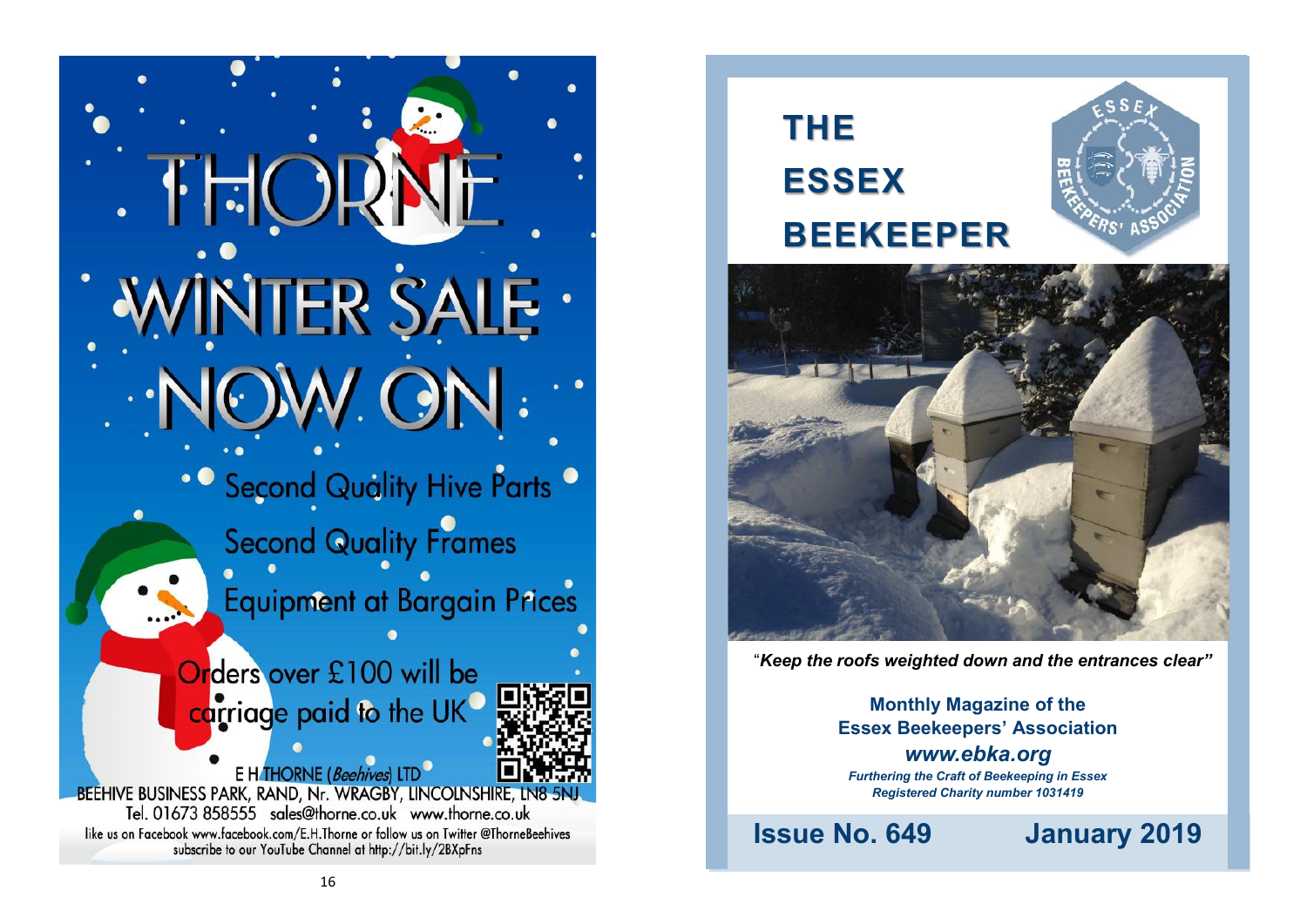# THORNE WINTER SALE NOW ON

Second Quality Hive Parts

Second Quality Frames

Equipment at Bargain Prices

Orders over £100 will be carriage paid to the UK

E H THORNE (*Beehives*) LTD
BEEHIVE BUSINESS PARK, RAND, Nr. WRAGBY, LINCOLNSHIRE, LN8 5NJ
Tel. 01673 858555 sales@thorne.co.uk www.thorne.co.uk
like us on Facebook www.facebook.com/E.H.Thorne or follow us on Twitter @ThorneBeehives
subscribe to our YouTube Channel at http://bit.ly/2BXpFns

# THE ESSEX BEEKEEPER

"*Keep the roofs weighted down and the entrances clear"*

**Monthly Magazine of the Essex Beekeepers' Association**

***www.ebka.org***

***Furthering the Craft of Beekeeping in Essex***
***Registered Charity number 1031419***

**Issue No. 649** **January 2019**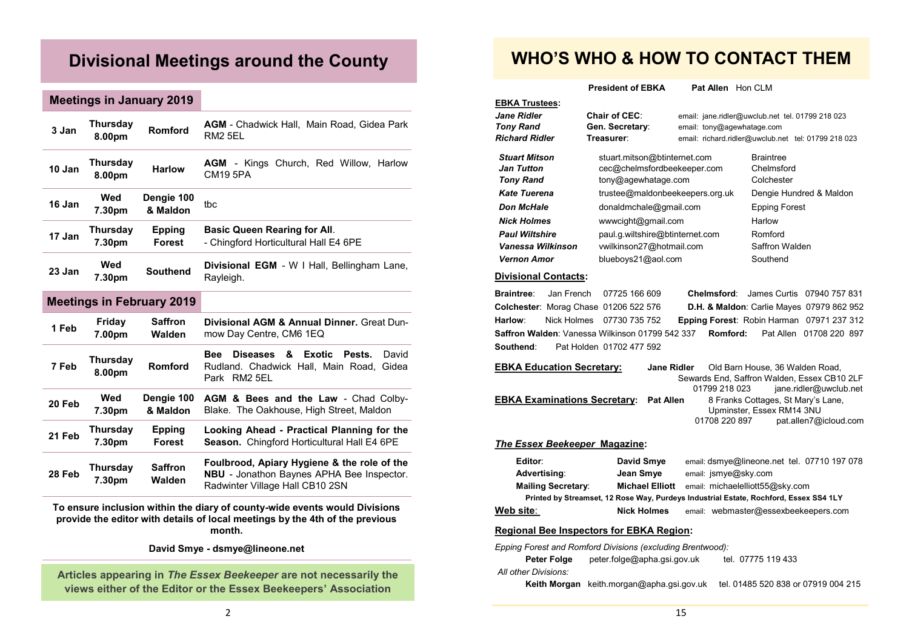# Divisional Meetings around the County

## Meetings in January 2019

| | | | |
|---|---|---|---|
| 3 Jan | Thursday 8.00pm | Romford | **AGM** - Chadwick Hall, Main Road, Gidea Park RM2 5EL |
| 10 Jan | Thursday 8.00pm | Harlow | **AGM** - Kings Church, Red Willow, Harlow CM19 5PA |
| 16 Jan | Wed 7.30pm | Dengie 100 & Maldon | tbc |
| 17 Jan | Thursday 7.30pm | Epping Forest | **Basic Queen Rearing for All**. - Chingford Horticultural Hall E4 6PE |
| 23 Jan | Wed 7.30pm | Southend | **Divisional EGM** - W I Hall, Bellingham Lane, Rayleigh. |

## Meetings in February 2019

| | | | |
|---|---|---|---|
| 1 Feb | Friday 7.00pm | Saffron Walden | **Divisional AGM & Annual Dinner.** Great Dunmow Day Centre, CM6 1EQ |
| 7 Feb | Thursday 8.00pm | Romford | **Bee Diseases & Exotic Pests.** David Rudland. Chadwick Hall, Main Road, Gidea Park RM2 5EL |
| 20 Feb | Wed 7.30pm | Dengie 100 & Maldon | **AGM & Bees and the Law** - Chad Colby-Blake. The Oakhouse, High Street, Maldon |
| 21 Feb | Thursday 7.30pm | Epping Forest | **Looking Ahead - Practical Planning for the Season.** Chingford Horticultural Hall E4 6PE |
| 28 Feb | Thursday 7.30pm | Saffron Walden | **Foulbrood, Apiary Hygiene & the role of the NBU** - Jonathon Baynes APHA Bee Inspector. Radwinter Village Hall CB10 2SN |

**To ensure inclusion within the diary of county-wide events would Divisions provide the editor with details of local meetings by the 4th of the previous month.**

**David Smye - dsmye@lineone.net**

**Articles appearing in *The Essex Beekeeper* are not necessarily the views either of the Editor or the Essex Beekeepers' Association**

# WHO'S WHO & HOW TO CONTACT THEM

**President of EBKA** **Pat Allen** Hon CLM

**EBKA Trustees:**

| | | |
|---|---|---|
| ***Jane Ridler*** | **Chair of CEC**: | email: jane.ridler@uwclub.net tel. 01799 218 023 |
| ***Tony Rand*** | **Gen. Secretary**: | email: tony@agewhatage.com |
| ***Richard Ridler*** | **Treasurer**: | email: richard.ridler@uwclub.net tel: 01799 218 023 |

| | | |
|---|---|---|
| ***Stuart Mitson*** | stuart.mitson@btinternet.com | Braintree |
| ***Jan Tutton*** | cec@chelmsfordbeekeeper.com | Chelmsford |
| ***Tony Rand*** | tony@agewhatage.com | Colchester |
| ***Kate Tuerena*** | trustee@maldonbeekeepers.org.uk | Dengie Hundred & Maldon |
| ***Don McHale*** | donaldmchale@gmail.com | Epping Forest |
| ***Nick Holmes*** | wwwcight@gmail.com | Harlow |
| ***Paul Wiltshire*** | paul.g.wiltshire@btinternet.com | Romford |
| ***Vanessa Wilkinson*** | vwilkinson27@hotmail.com | Saffron Walden |
| ***Vernon Amor*** | blueboys21@aol.com | Southend |

**Divisional Contacts:**

**Braintree**: Jan French 07725 166 609
**Chelmsford**: James Curtis 07940 757 831
**Colchester**: Morag Chase 01206 522 576
**D.H. & Maldon**: Carlie Mayes 07979 862 952
**Harlow**: Nick Holmes 07730 735 752
**Epping Forest**: Robin Harman 07971 237 312
**Saffron Walden**: Vanessa Wilkinson 01799 542 337
**Romford:** Pat Allen 01708 220 897
**Southend**: Pat Holden 01702 477 592

**EBKA Education Secretary:** **Jane Ridler** Old Barn House, 36 Walden Road, Sewards End, Saffron Walden, Essex CB10 2LF 01799 218 023 jane.ridler@uwclub.net

**EBKA Examinations Secretary**: **Pat Allen** 8 Franks Cottages, St Mary's Lane, Upminster, Essex RM14 3NU 01708 220 897 pat.allen7@icloud.com

***The Essex Beekeeper* Magazine:**

| | | |
|---|---|---|
| **Editor**: | **David Smye** | email: dsmye@lineone.net tel. 07710 197 078 |
| **Advertising**: | **Jean Smye** | email: jsmye@sky.com |
| **Mailing Secretary**: | **Michael Elliott** | email: michaelelliott55@sky.com |

**Printed by Streamset, 12 Rose Way, Purdeys Industrial Estate, Rochford, Essex SS4 1LY**

**Web site**: **Nick Holmes** email: webmaster@essexbeekeepers.com

**Regional Bee Inspectors for EBKA Region:**

*Epping Forest and Romford Divisions (excluding Brentwood):*
**Peter Folge** peter.folge@apha.gsi.gov.uk tel. 07775 119 433

*All other Divisions:*
**Keith Morgan** keith.morgan@apha.gsi.gov.uk tel. 01485 520 838 or 07919 004 215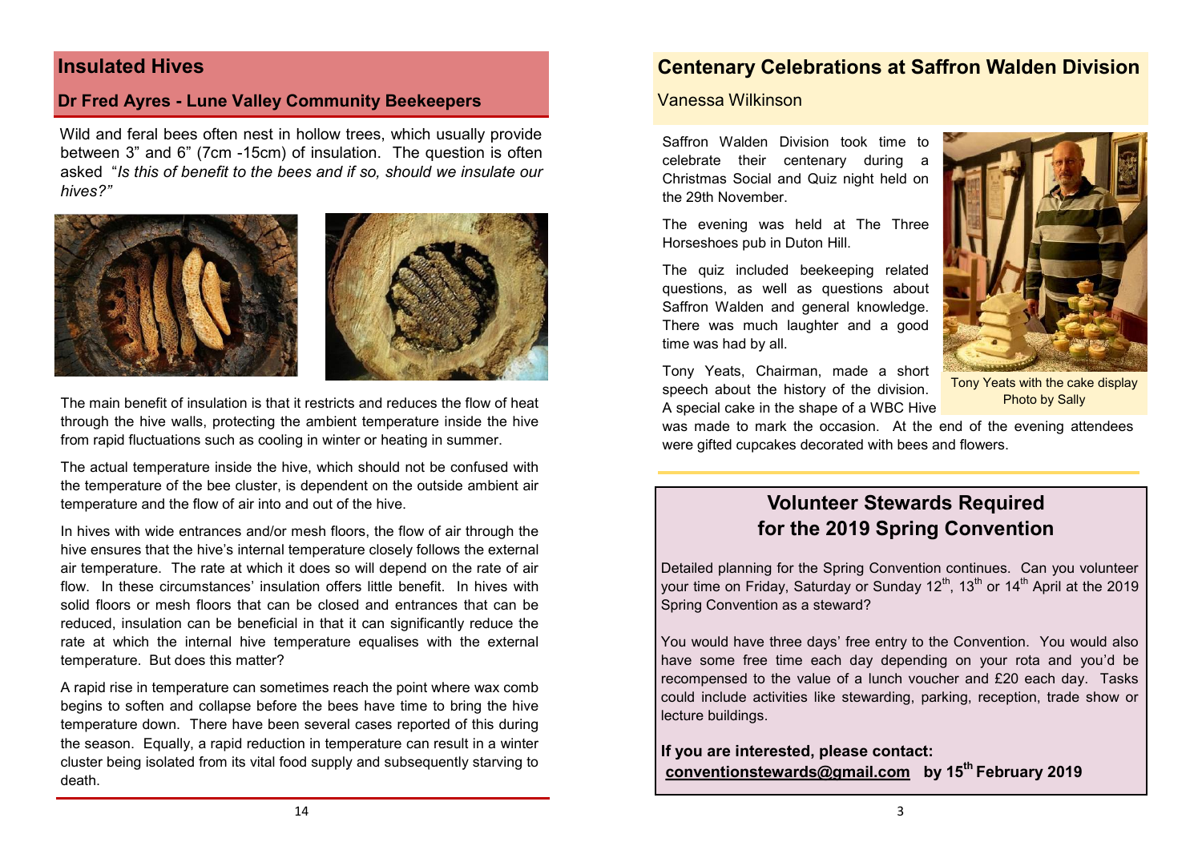## Insulated Hives

### Dr Fred Ayres - Lune Valley Community Beekeepers

Wild and feral bees often nest in hollow trees, which usually provide between 3” and 6” (7cm -15cm) of insulation. The question is often asked “*Is this of benefit to the bees and if so, should we insulate our hives?”*

The main benefit of insulation is that it restricts and reduces the flow of heat through the hive walls, protecting the ambient temperature inside the hive from rapid fluctuations such as cooling in winter or heating in summer.

The actual temperature inside the hive, which should not be confused with the temperature of the bee cluster, is dependent on the outside ambient air temperature and the flow of air into and out of the hive.

In hives with wide entrances and/or mesh floors, the flow of air through the hive ensures that the hive’s internal temperature closely follows the external air temperature. The rate at which it does so will depend on the rate of air flow. In these circumstances’ insulation offers little benefit. In hives with solid floors or mesh floors that can be closed and entrances that can be reduced, insulation can be beneficial in that it can significantly reduce the rate at which the internal hive temperature equalises with the external temperature. But does this matter?

A rapid rise in temperature can sometimes reach the point where wax comb begins to soften and collapse before the bees have time to bring the hive temperature down. There have been several cases reported of this during the season. Equally, a rapid reduction in temperature can result in a winter cluster being isolated from its vital food supply and subsequently starving to death.

## Centenary Celebrations at Saffron Walden Division

Vanessa Wilkinson

Saffron Walden Division took time to celebrate their centenary during a Christmas Social and Quiz night held on the 29th November.

The evening was held at The Three Horseshoes pub in Duton Hill.

The quiz included beekeeping related questions, as well as questions about Saffron Walden and general knowledge. There was much laughter and a good time was had by all.

Tony Yeats, Chairman, made a short speech about the history of the division. A special cake in the shape of a WBC Hive was made to mark the occasion. At the end of the evening attendees were gifted cupcakes decorated with bees and flowers.

Tony Yeats with the cake display
Photo by Sally

## Volunteer Stewards Required for the 2019 Spring Convention

Detailed planning for the Spring Convention continues. Can you volunteer your time on Friday, Saturday or Sunday 12th, 13th or 14th April at the 2019 Spring Convention as a steward?

You would have three days’ free entry to the Convention. You would also have some free time each day depending on your rota and you’d be recompensed to the value of a lunch voucher and £20 each day. Tasks could include activities like stewarding, parking, reception, trade show or lecture buildings.

**If you are interested, please contact:**
**conventionstewards@gmail.com by 15th February 2019**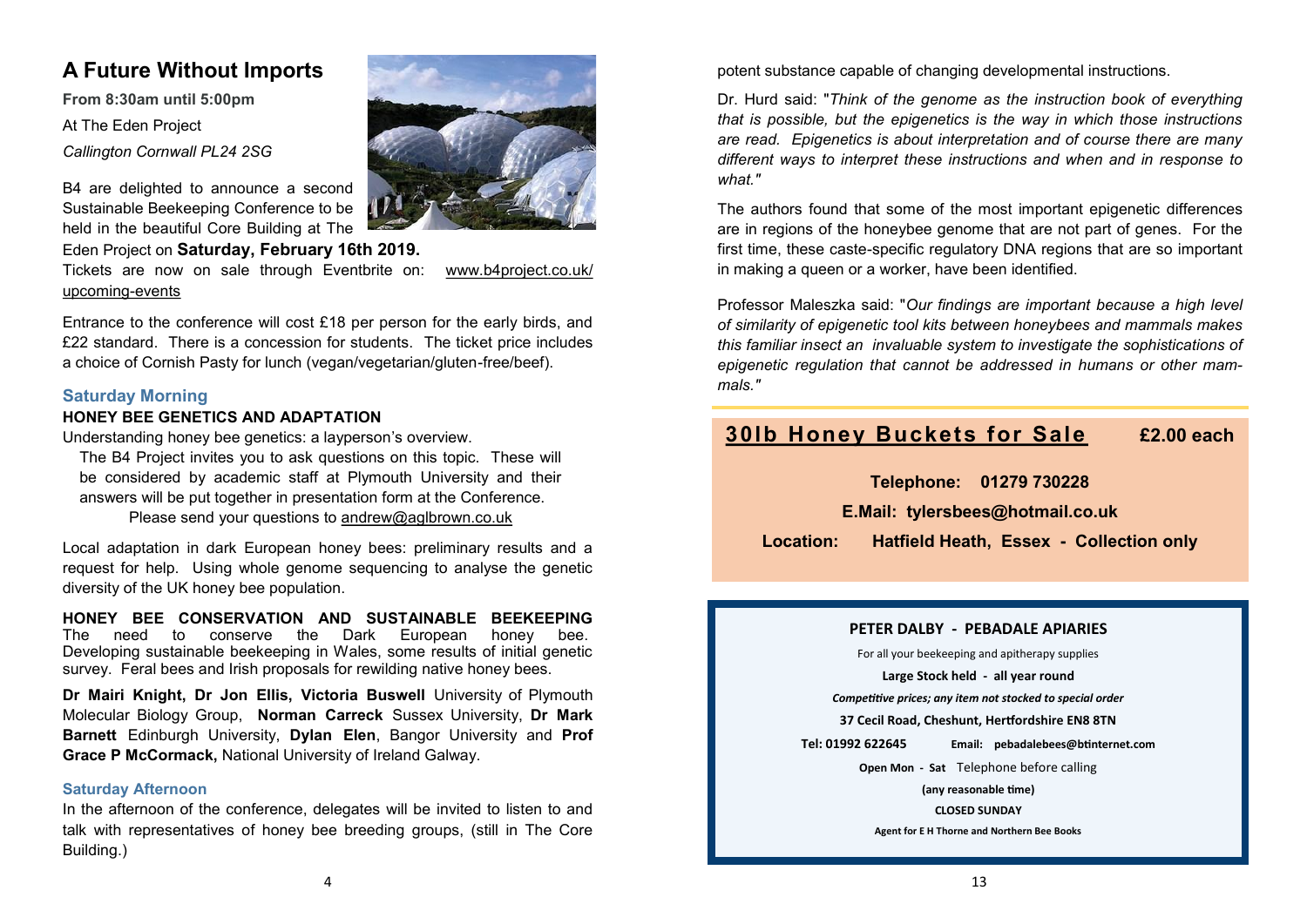## A Future Without Imports

**From 8:30am until 5:00pm**

At The Eden Project

*Callington Cornwall PL24 2SG*

B4 are delighted to announce a second Sustainable Beekeeping Conference to be held in the beautiful Core Building at The Eden Project on **Saturday, February 16th 2019.**

Tickets are now on sale through Eventbrite on: www.b4project.co.uk/upcoming-events

Entrance to the conference will cost £18 per person for the early birds, and £22 standard. There is a concession for students. The ticket price includes a choice of Cornish Pasty for lunch (vegan/vegetarian/gluten-free/beef).

### Saturday Morning

**HONEY BEE GENETICS AND ADAPTATION**

Understanding honey bee genetics: a layperson's overview.

The B4 Project invites you to ask questions on this topic. These will be considered by academic staff at Plymouth University and their answers will be put together in presentation form at the Conference.

Please send your questions to andrew@aglbrown.co.uk

Local adaptation in dark European honey bees: preliminary results and a request for help. Using whole genome sequencing to analyse the genetic diversity of the UK honey bee population.

**HONEY BEE CONSERVATION AND SUSTAINABLE BEEKEEPING**

The need to conserve the Dark European honey bee. Developing sustainable beekeeping in Wales, some results of initial genetic survey. Feral bees and Irish proposals for rewilding native honey bees.

**Dr Mairi Knight, Dr Jon Ellis, Victoria Buswell** University of Plymouth Molecular Biology Group, **Norman Carreck** Sussex University, **Dr Mark Barnett** Edinburgh University, **Dylan Elen**, Bangor University and **Prof Grace P McCormack,** National University of Ireland Galway.

### Saturday Afternoon

In the afternoon of the conference, delegates will be invited to listen to and talk with representatives of honey bee breeding groups, (still in The Core Building.)

potent substance capable of changing developmental instructions.

Dr. Hurd said: "*Think of the genome as the instruction book of everything that is possible, but the epigenetics is the way in which those instructions are read. Epigenetics is about interpretation and of course there are many different ways to interpret these instructions and when and in response to what.*"

The authors found that some of the most important epigenetic differences are in regions of the honeybee genome that are not part of genes. For the first time, these caste-specific regulatory DNA regions that are so important in making a queen or a worker, have been identified.

Professor Maleszka said: "*Our findings are important because a high level of similarity of epigenetic tool kits between honeybees and mammals makes this familiar insect an invaluable system to investigate the sophistications of epigenetic regulation that cannot be addressed in humans or other mammals.*"

---

**30lb Honey Buckets for Sale** **£2.00 each**

**Telephone: 01279 730228**

**E.Mail: tylersbees@hotmail.co.uk**

**Location: Hatfield Heath, Essex - Collection only**

---

**PETER DALBY - PEBADALE APIARIES**

For all your beekeeping and apitherapy supplies

**Large Stock held - all year round**

***Competitive prices; any item not stocked to special order***

**37 Cecil Road, Cheshunt, Hertfordshire EN8 8TN**

**Tel: 01992 622645** **Email: pebadalebees@btinternet.com**

**Open Mon - Sat** Telephone before calling

**(any reasonable time)**

**CLOSED SUNDAY**

**Agent for E H Thorne and Northern Bee Books**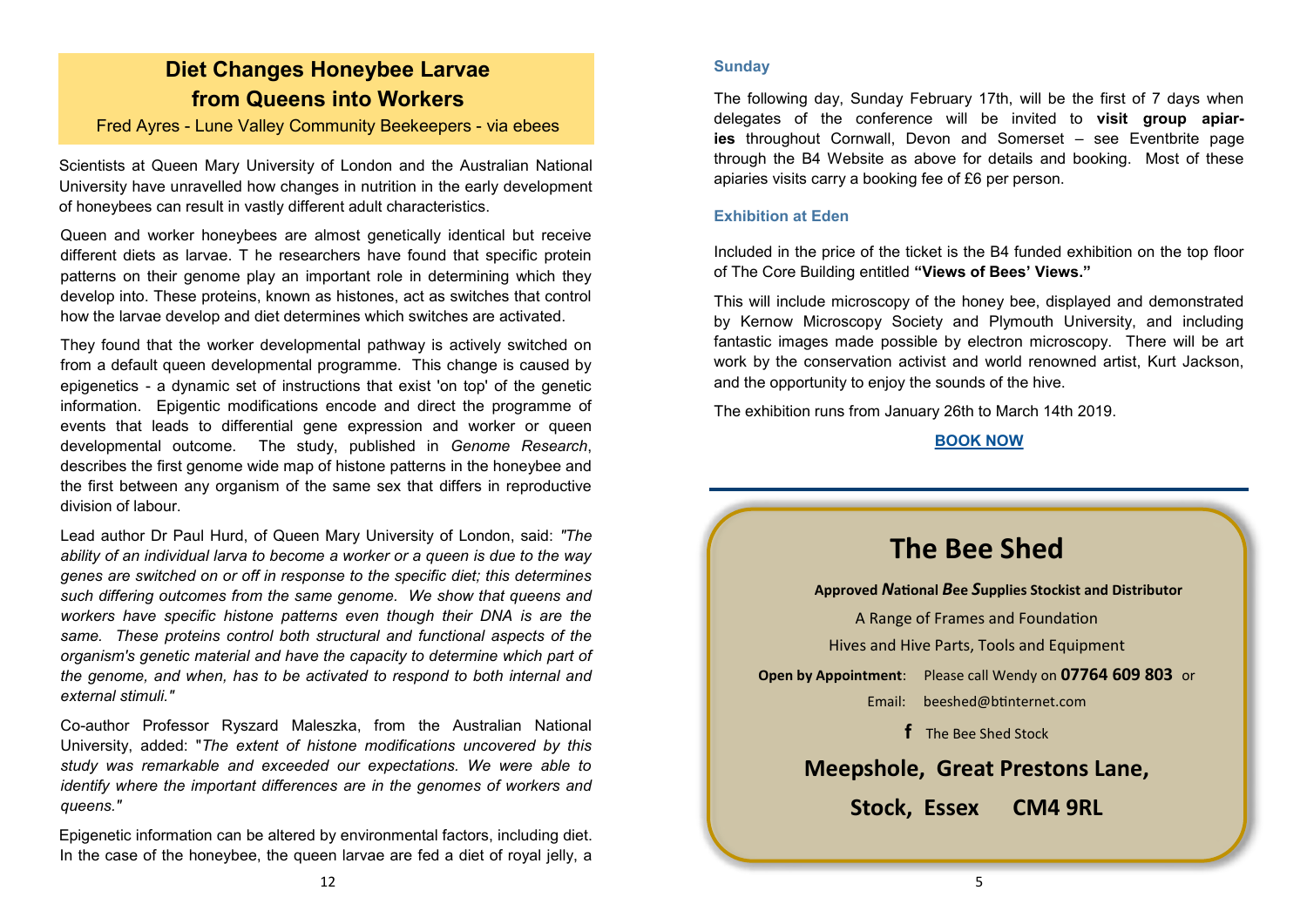## Diet Changes Honeybee Larvae from Queens into Workers

Fred Ayres - Lune Valley Community Beekeepers - via ebees

Scientists at Queen Mary University of London and the Australian National University have unravelled how changes in nutrition in the early development of honeybees can result in vastly different adult characteristics.

Queen and worker honeybees are almost genetically identical but receive different diets as larvae. T he researchers have found that specific protein patterns on their genome play an important role in determining which they develop into. These proteins, known as histones, act as switches that control how the larvae develop and diet determines which switches are activated.

They found that the worker developmental pathway is actively switched on from a default queen developmental programme. This change is caused by epigenetics - a dynamic set of instructions that exist 'on top' of the genetic information. Epigentic modifications encode and direct the programme of events that leads to differential gene expression and worker or queen developmental outcome. The study, published in *Genome Research*, describes the first genome wide map of histone patterns in the honeybee and the first between any organism of the same sex that differs in reproductive division of labour.

Lead author Dr Paul Hurd, of Queen Mary University of London, said: *"The ability of an individual larva to become a worker or a queen is due to the way genes are switched on or off in response to the specific diet; this determines such differing outcomes from the same genome. We show that queens and workers have specific histone patterns even though their DNA is are the same. These proteins control both structural and functional aspects of the organism's genetic material and have the capacity to determine which part of the genome, and when, has to be activated to respond to both internal and external stimuli."*

Co-author Professor Ryszard Maleszka, from the Australian National University, added: "*The extent of histone modifications uncovered by this study was remarkable and exceeded our expectations. We were able to identify where the important differences are in the genomes of workers and queens."*

Epigenetic information can be altered by environmental factors, including diet. In the case of the honeybee, the queen larvae are fed a diet of royal jelly, a

### Sunday

The following day, Sunday February 17th, will be the first of 7 days when delegates of the conference will be invited to **visit group apiaries** throughout Cornwall, Devon and Somerset – see Eventbrite page through the B4 Website as above for details and booking. Most of these apiaries visits carry a booking fee of £6 per person.

### Exhibition at Eden

Included in the price of the ticket is the B4 funded exhibition on the top floor of The Core Building entitled **"Views of Bees' Views."**

This will include microscopy of the honey bee, displayed and demonstrated by Kernow Microscopy Society and Plymouth University, and including fantastic images made possible by electron microscopy. There will be art work by the conservation activist and world renowned artist, Kurt Jackson, and the opportunity to enjoy the sounds of the hive.

The exhibition runs from January 26th to March 14th 2019.

**BOOK NOW**

---

## The Bee Shed

**Approved *N*ational *B*ee *S*upplies Stockist and Distributor**

A Range of Frames and Foundation

Hives and Hive Parts, Tools and Equipment

**Open by Appointment**: Please call Wendy on **07764 609 803** or

Email: beeshed@btinternet.com

f The Bee Shed Stock

**Meepshole, Great Prestons Lane,**

**Stock, Essex CM4 9RL**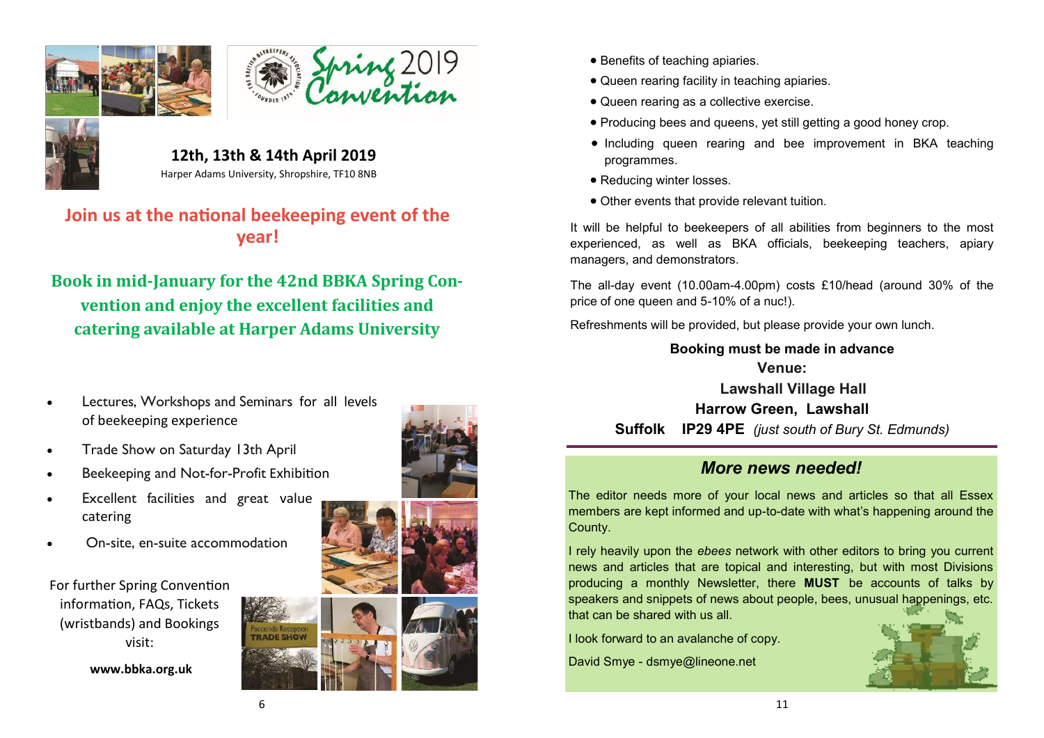# Spring 2019 Convention

**12th, 13th & 14th April 2019**

Harper Adams University, Shropshire, TF10 8NB

## Join us at the national beekeeping event of the year!

## Book in mid-January for the 42nd BBKA Spring Convention and enjoy the excellent facilities and catering available at Harper Adams University

- Lectures, Workshops and Seminars for all levels of beekeeping experience
- Trade Show on Saturday 13th April
- Beekeeping and Not-for-Profit Exhibition
- Excellent facilities and great value catering
- On-site, en-suite accommodation

For further Spring Convention information, FAQs, Tickets (wristbands) and Bookings visit:

**www.bbka.org.uk**

- Benefits of teaching apiaries.
- Queen rearing facility in teaching apiaries.
- Queen rearing as a collective exercise.
- Producing bees and queens, yet still getting a good honey crop.
- Including queen rearing and bee improvement in BKA teaching programmes.
- Reducing winter losses.
- Other events that provide relevant tuition.

It will be helpful to beekeepers of all abilities from beginners to the most experienced, as well as BKA officials, beekeeping teachers, apiary managers, and demonstrators.

The all-day event (10.00am-4.00pm) costs £10/head (around 30% of the price of one queen and 5-10% of a nuc!).

Refreshments will be provided, but please provide your own lunch.

**Booking must be made in advance**

**Venue:**

**Lawshall Village Hall**

**Harrow Green, Lawshall**

**Suffolk IP29 4PE** *(just south of Bury St. Edmunds)*

## *More news needed!*

The editor needs more of your local news and articles so that all Essex members are kept informed and up-to-date with what's happening around the County.

I rely heavily upon the *ebees* network with other editors to bring you current news and articles that are topical and interesting, but with most Divisions producing a monthly Newsletter, there **MUST** be accounts of talks by speakers and snippets of news about people, bees, unusual happenings, etc. that can be shared with us all.

I look forward to an avalanche of copy.

David Smye - dsmye@lineone.net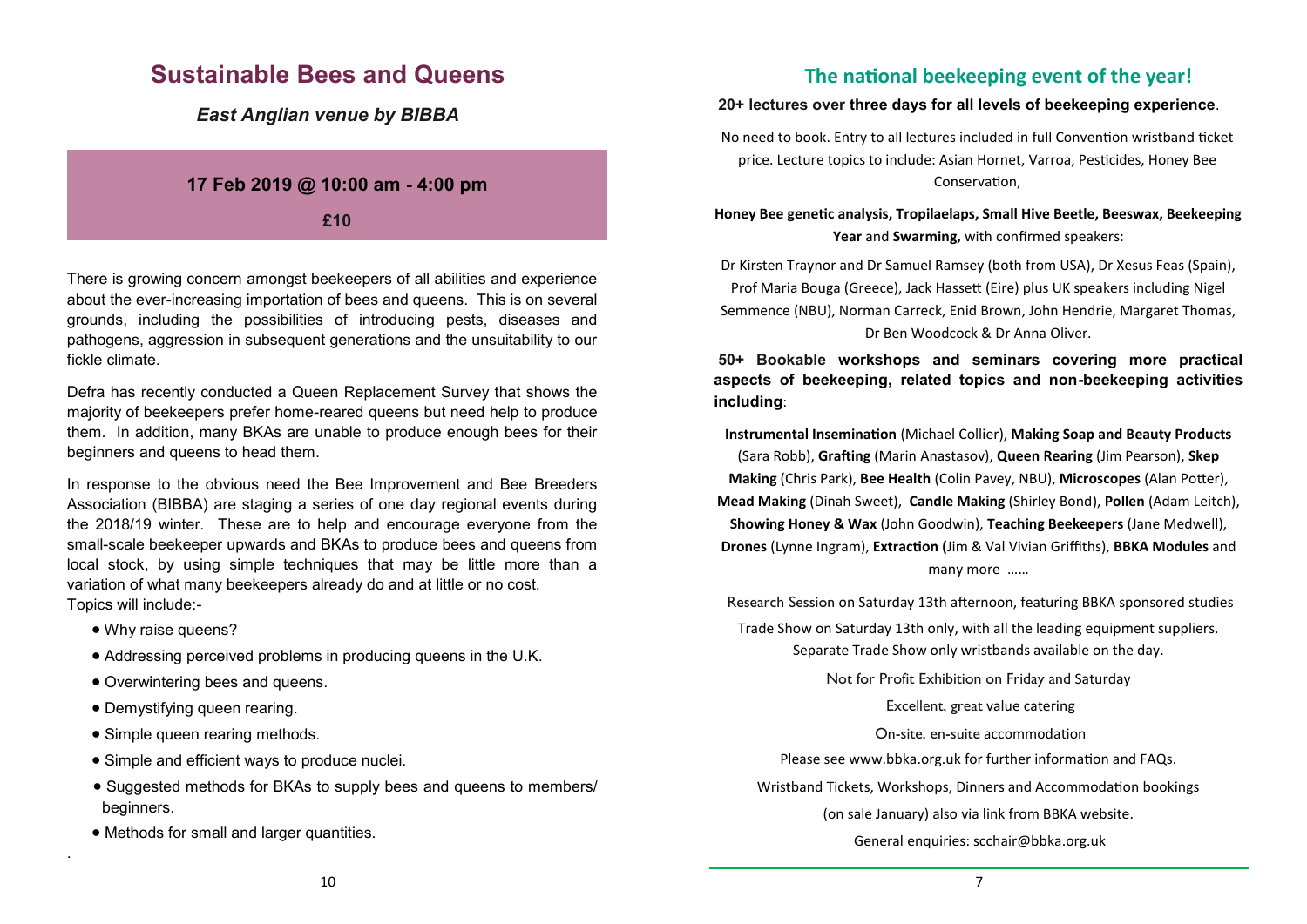# Sustainable Bees and Queens

*East Anglian venue by BIBBA*

**17 Feb 2019 @ 10:00 am - 4:00 pm**

**£10**

There is growing concern amongst beekeepers of all abilities and experience about the ever-increasing importation of bees and queens. This is on several grounds, including the possibilities of introducing pests, diseases and pathogens, aggression in subsequent generations and the unsuitability to our fickle climate.

Defra has recently conducted a Queen Replacement Survey that shows the majority of beekeepers prefer home-reared queens but need help to produce them. In addition, many BKAs are unable to produce enough bees for their beginners and queens to head them.

In response to the obvious need the Bee Improvement and Bee Breeders Association (BIBBA) are staging a series of one day regional events during the 2018/19 winter. These are to help and encourage everyone from the small-scale beekeeper upwards and BKAs to produce bees and queens from local stock, by using simple techniques that may be little more than a variation of what many beekeepers already do and at little or no cost.

Topics will include:-

- Why raise queens?
- Addressing perceived problems in producing queens in the U.K.
- Overwintering bees and queens.
- Demystifying queen rearing.
- Simple queen rearing methods.
- Simple and efficient ways to produce nuclei.
- Suggested methods for BKAs to supply bees and queens to members/ beginners.
- Methods for small and larger quantities.

## The national beekeeping event of the year!

**20+ lectures over three days for all levels of beekeeping experience**.

No need to book. Entry to all lectures included in full Convention wristband ticket price. Lecture topics to include: Asian Hornet, Varroa, Pesticides, Honey Bee Conservation,

**Honey Bee genetic analysis, Tropilaelaps, Small Hive Beetle, Beeswax, Beekeeping Year** and **Swarming,** with confirmed speakers:

Dr Kirsten Traynor and Dr Samuel Ramsey (both from USA), Dr Xesus Feas (Spain), Prof Maria Bouga (Greece), Jack Hassett (Eire) plus UK speakers including Nigel Semmence (NBU), Norman Carreck, Enid Brown, John Hendrie, Margaret Thomas, Dr Ben Woodcock & Dr Anna Oliver.

**50+ Bookable workshops and seminars covering more practical aspects of beekeeping, related topics and non-beekeeping activities including**:

**Instrumental Insemination** (Michael Collier), **Making Soap and Beauty Products** (Sara Robb), **Grafting** (Marin Anastasov), **Queen Rearing** (Jim Pearson), **Skep Making** (Chris Park), **Bee Health** (Colin Pavey, NBU), **Microscopes** (Alan Potter), **Mead Making** (Dinah Sweet), **Candle Making** (Shirley Bond), **Pollen** (Adam Leitch), **Showing Honey & Wax** (John Goodwin), **Teaching Beekeepers** (Jane Medwell), **Drones** (Lynne Ingram), **Extraction (**Jim & Val Vivian Griffiths), **BBKA Modules** and many more ……

Research Session on Saturday 13th afternoon, featuring BBKA sponsored studies

Trade Show on Saturday 13th only, with all the leading equipment suppliers. Separate Trade Show only wristbands available on the day.

Not for Profit Exhibition on Friday and Saturday

Excellent, great value catering

On-site, en-suite accommodation

Please see www.bbka.org.uk for further information and FAQs.

Wristband Tickets, Workshops, Dinners and Accommodation bookings (on sale January) also via link from BBKA website.

General enquiries: scchair@bbka.org.uk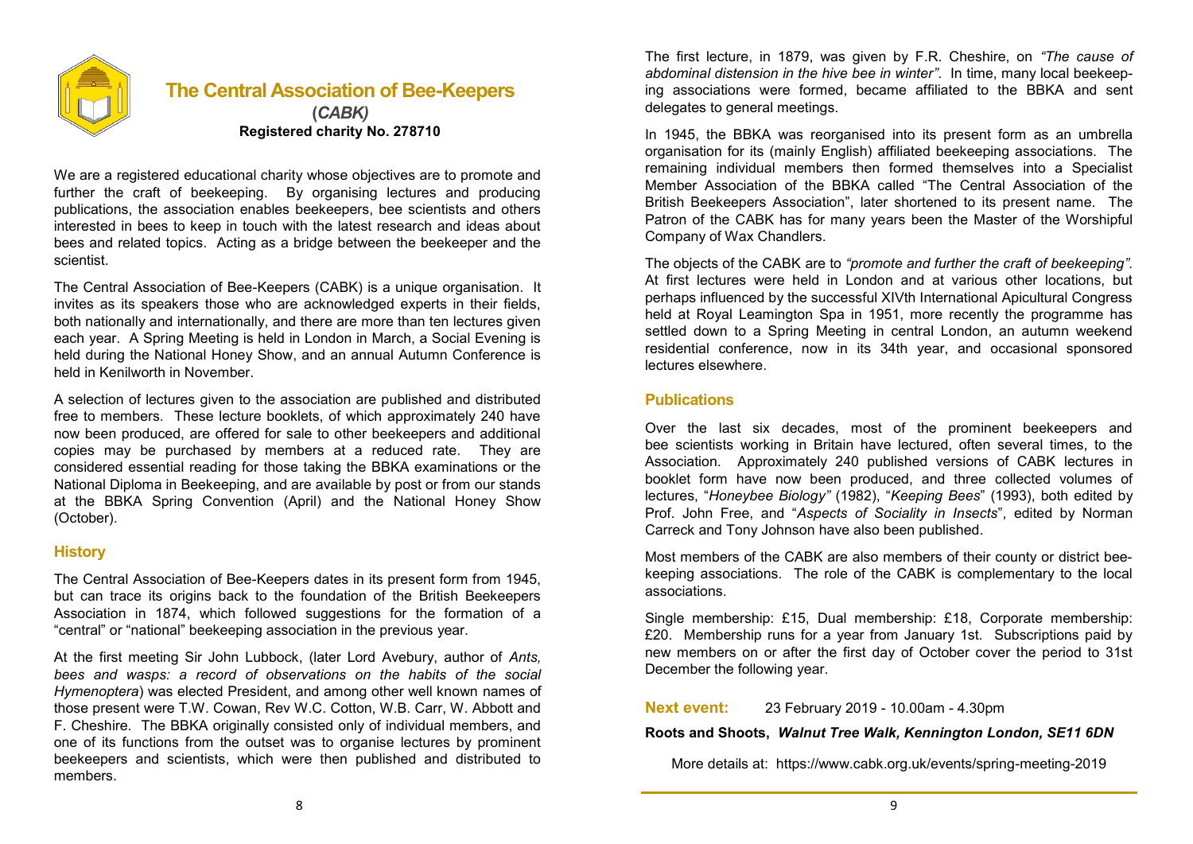# The Central Association of Bee-Keepers

**(*CABK)***

**Registered charity No. 278710**

We are a registered educational charity whose objectives are to promote and further the craft of beekeeping. By organising lectures and producing publications, the association enables beekeepers, bee scientists and others interested in bees to keep in touch with the latest research and ideas about bees and related topics. Acting as a bridge between the beekeeper and the scientist.

The Central Association of Bee-Keepers (CABK) is a unique organisation. It invites as its speakers those who are acknowledged experts in their fields, both nationally and internationally, and there are more than ten lectures given each year. A Spring Meeting is held in London in March, a Social Evening is held during the National Honey Show, and an annual Autumn Conference is held in Kenilworth in November.

A selection of lectures given to the association are published and distributed free to members. These lecture booklets, of which approximately 240 have now been produced, are offered for sale to other beekeepers and additional copies may be purchased by members at a reduced rate. They are considered essential reading for those taking the BBKA examinations or the National Diploma in Beekeeping, and are available by post or from our stands at the BBKA Spring Convention (April) and the National Honey Show (October).

## History

The Central Association of Bee-Keepers dates in its present form from 1945, but can trace its origins back to the foundation of the British Beekeepers Association in 1874, which followed suggestions for the formation of a "central" or "national" beekeeping association in the previous year.

At the first meeting Sir John Lubbock, (later Lord Avebury, author of *Ants, bees and wasps: a record of observations on the habits of the social Hymenoptera*) was elected President, and among other well known names of those present were T.W. Cowan, Rev W.C. Cotton, W.B. Carr, W. Abbott and F. Cheshire. The BBKA originally consisted only of individual members, and one of its functions from the outset was to organise lectures by prominent beekeepers and scientists, which were then published and distributed to members.

The first lecture, in 1879, was given by F.R. Cheshire, on *"The cause of abdominal distension in the hive bee in winter"*. In time, many local beekeeping associations were formed, became affiliated to the BBKA and sent delegates to general meetings.

In 1945, the BBKA was reorganised into its present form as an umbrella organisation for its (mainly English) affiliated beekeeping associations. The remaining individual members then formed themselves into a Specialist Member Association of the BBKA called "The Central Association of the British Beekeepers Association", later shortened to its present name. The Patron of the CABK has for many years been the Master of the Worshipful Company of Wax Chandlers.

The objects of the CABK are to *"promote and further the craft of beekeeping"*. At first lectures were held in London and at various other locations, but perhaps influenced by the successful XIVth International Apicultural Congress held at Royal Leamington Spa in 1951, more recently the programme has settled down to a Spring Meeting in central London, an autumn weekend residential conference, now in its 34th year, and occasional sponsored lectures elsewhere.

## Publications

Over the last six decades, most of the prominent beekeepers and bee scientists working in Britain have lectured, often several times, to the Association. Approximately 240 published versions of CABK lectures in booklet form have now been produced, and three collected volumes of lectures, "*Honeybee Biology"* (1982), "*Keeping Bees*" (1993), both edited by Prof. John Free, and "*Aspects of Sociality in Insects*", edited by Norman Carreck and Tony Johnson have also been published.

Most members of the CABK are also members of their county or district beekeeping associations. The role of the CABK is complementary to the local associations.

Single membership: £15, Dual membership: £18, Corporate membership: £20. Membership runs for a year from January 1st. Subscriptions paid by new members on or after the first day of October cover the period to 31st December the following year.

**Next event:** 23 February 2019 - 10.00am - 4.30pm

**Roots and Shoots, *Walnut Tree Walk, Kennington London, SE11 6DN***

More details at: https://www.cabk.org.uk/events/spring-meeting-2019